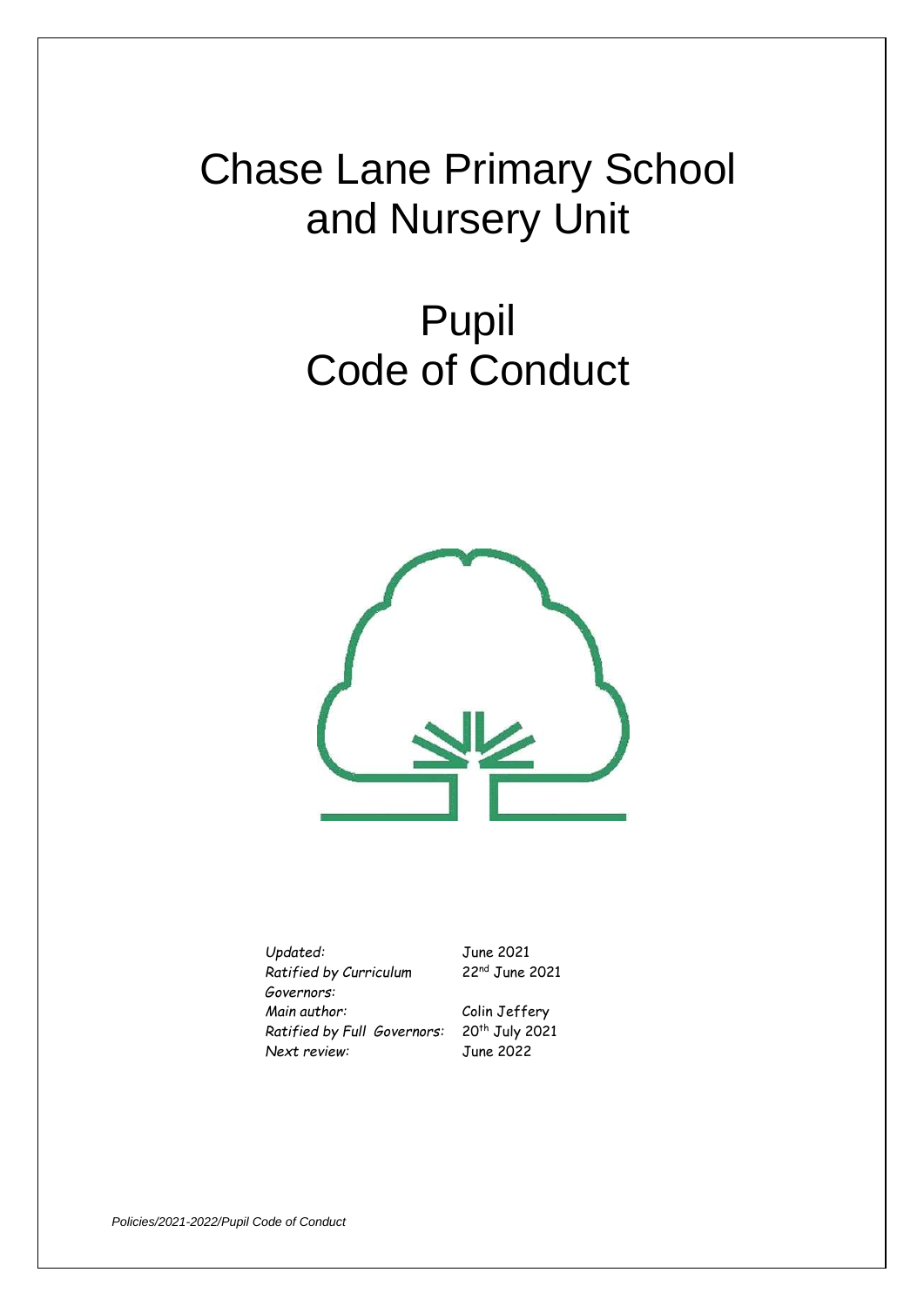# Chase Lane Primary School and Nursery Unit

# Pupil Code of Conduct

| | |
|---|---|
| *Updated:* | June 2021 |
| *Ratified by Curriculum Governors:* | 22nd June 2021 |
| *Main author:* | Colin Jeffery |
| *Ratified by Full Governors:* | 20th July 2021 |
| *Next review:* | June 2022 |

*Policies/2021-2022/Pupil Code of Conduct*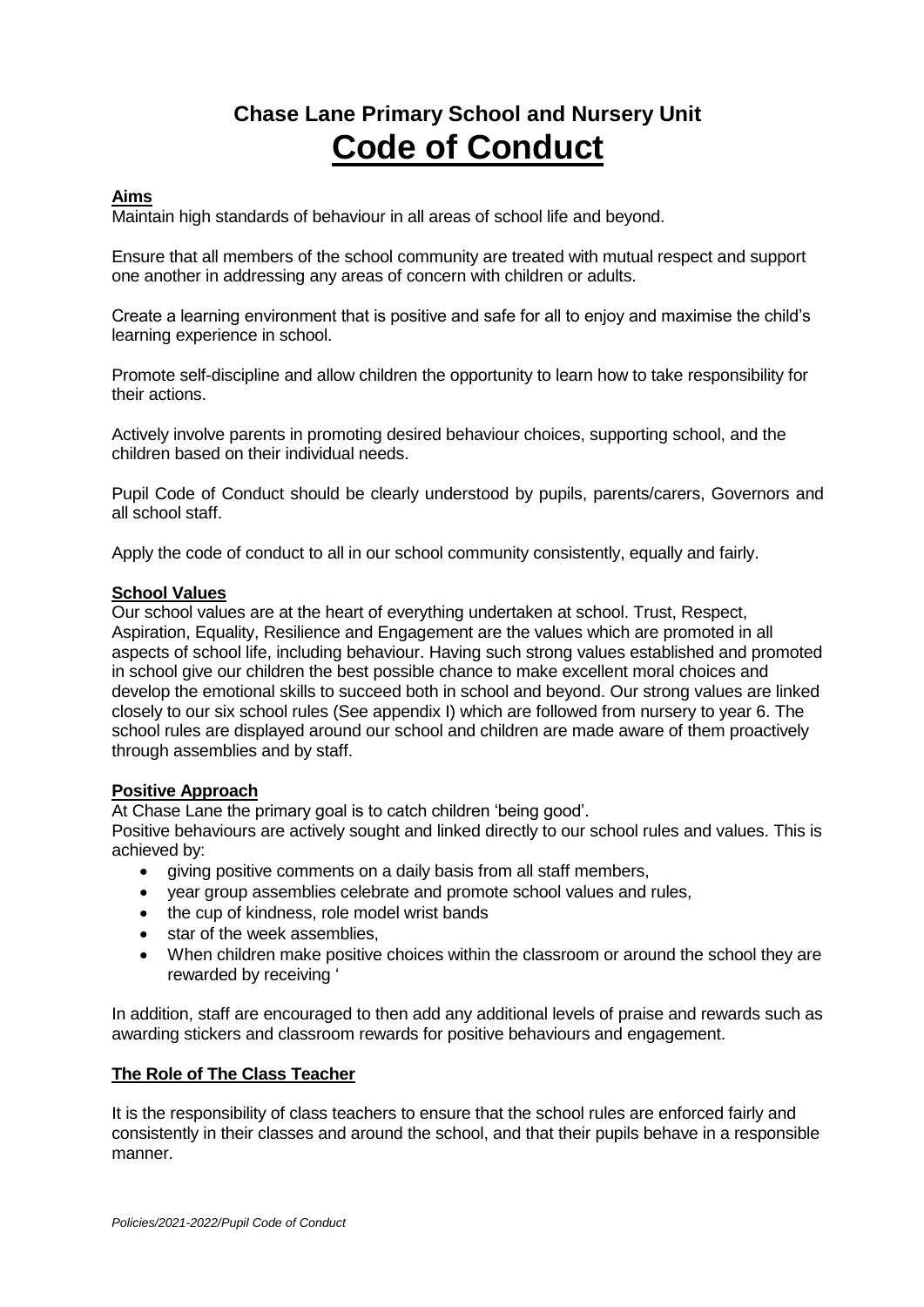# Chase Lane Primary School and Nursery Unit

# **Code of Conduct**

## **Aims**

Maintain high standards of behaviour in all areas of school life and beyond.

Ensure that all members of the school community are treated with mutual respect and support one another in addressing any areas of concern with children or adults.

Create a learning environment that is positive and safe for all to enjoy and maximise the child's learning experience in school.

Promote self-discipline and allow children the opportunity to learn how to take responsibility for their actions.

Actively involve parents in promoting desired behaviour choices, supporting school, and the children based on their individual needs.

Pupil Code of Conduct should be clearly understood by pupils, parents/carers, Governors and all school staff.

Apply the code of conduct to all in our school community consistently, equally and fairly.

## **School Values**

Our school values are at the heart of everything undertaken at school. Trust, Respect, Aspiration, Equality, Resilience and Engagement are the values which are promoted in all aspects of school life, including behaviour. Having such strong values established and promoted in school give our children the best possible chance to make excellent moral choices and develop the emotional skills to succeed both in school and beyond. Our strong values are linked closely to our six school rules (See appendix I) which are followed from nursery to year 6. The school rules are displayed around our school and children are made aware of them proactively through assemblies and by staff.

## **Positive Approach**

At Chase Lane the primary goal is to catch children 'being good'.

Positive behaviours are actively sought and linked directly to our school rules and values. This is achieved by:

- giving positive comments on a daily basis from all staff members,
- year group assemblies celebrate and promote school values and rules,
- the cup of kindness, role model wrist bands
- star of the week assemblies,
- When children make positive choices within the classroom or around the school they are rewarded by receiving '

In addition, staff are encouraged to then add any additional levels of praise and rewards such as awarding stickers and classroom rewards for positive behaviours and engagement.

## **The Role of The Class Teacher**

It is the responsibility of class teachers to ensure that the school rules are enforced fairly and consistently in their classes and around the school, and that their pupils behave in a responsible manner.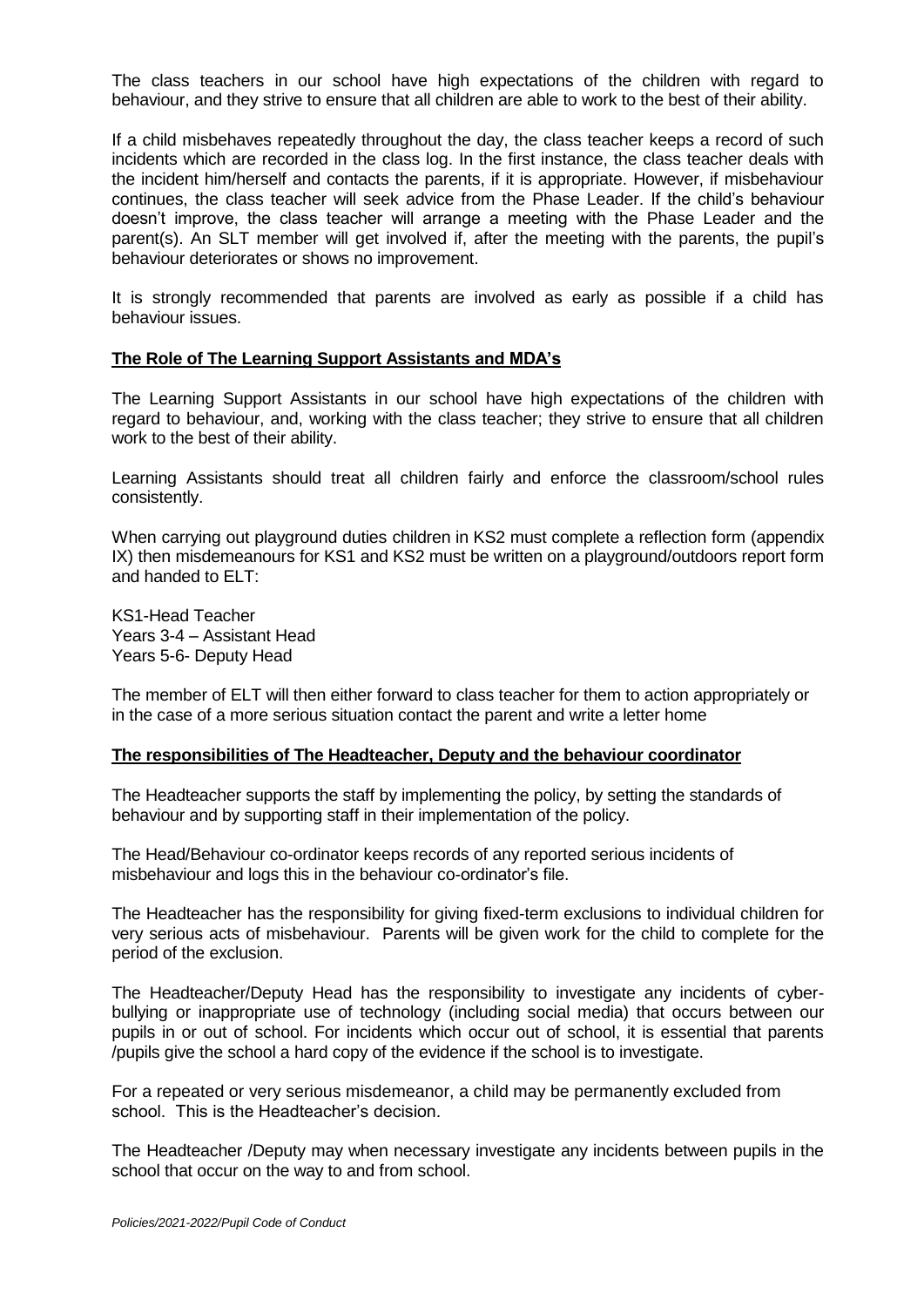The class teachers in our school have high expectations of the children with regard to behaviour, and they strive to ensure that all children are able to work to the best of their ability.

If a child misbehaves repeatedly throughout the day, the class teacher keeps a record of such incidents which are recorded in the class log. In the first instance, the class teacher deals with the incident him/herself and contacts the parents, if it is appropriate. However, if misbehaviour continues, the class teacher will seek advice from the Phase Leader. If the child's behaviour doesn't improve, the class teacher will arrange a meeting with the Phase Leader and the parent(s). An SLT member will get involved if, after the meeting with the parents, the pupil's behaviour deteriorates or shows no improvement.

It is strongly recommended that parents are involved as early as possible if a child has behaviour issues.

**The Role of The Learning Support Assistants and MDA's**

The Learning Support Assistants in our school have high expectations of the children with regard to behaviour, and, working with the class teacher; they strive to ensure that all children work to the best of their ability.

Learning Assistants should treat all children fairly and enforce the classroom/school rules consistently.

When carrying out playground duties children in KS2 must complete a reflection form (appendix IX) then misdemeanours for KS1 and KS2 must be written on a playground/outdoors report form and handed to ELT:

KS1-Head Teacher
Years 3-4 – Assistant Head
Years 5-6- Deputy Head

The member of ELT will then either forward to class teacher for them to action appropriately or in the case of a more serious situation contact the parent and write a letter home

**The responsibilities of The Headteacher, Deputy and the behaviour coordinator**

The Headteacher supports the staff by implementing the policy, by setting the standards of behaviour and by supporting staff in their implementation of the policy.

The Head/Behaviour co-ordinator keeps records of any reported serious incidents of misbehaviour and logs this in the behaviour co-ordinator's file.

The Headteacher has the responsibility for giving fixed-term exclusions to individual children for very serious acts of misbehaviour. Parents will be given work for the child to complete for the period of the exclusion.

The Headteacher/Deputy Head has the responsibility to investigate any incidents of cyber-bullying or inappropriate use of technology (including social media) that occurs between our pupils in or out of school. For incidents which occur out of school, it is essential that parents /pupils give the school a hard copy of the evidence if the school is to investigate.

For a repeated or very serious misdemeanor, a child may be permanently excluded from school. This is the Headteacher's decision.

The Headteacher /Deputy may when necessary investigate any incidents between pupils in the school that occur on the way to and from school.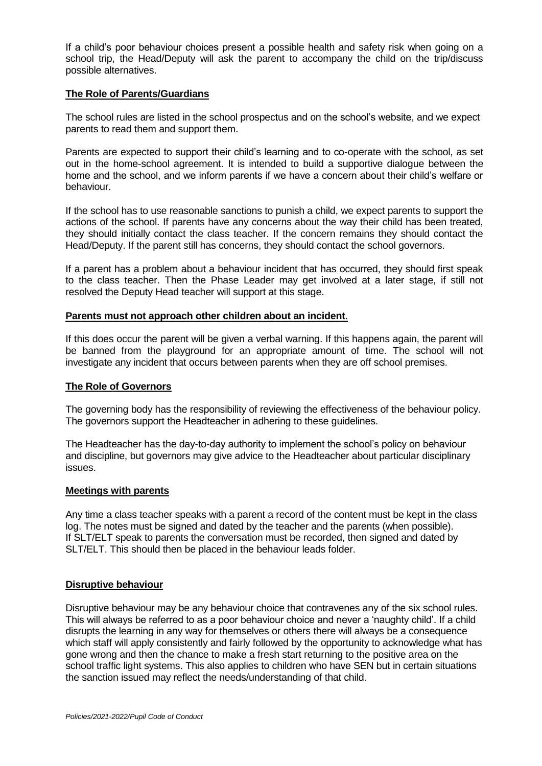If a child's poor behaviour choices present a possible health and safety risk when going on a school trip, the Head/Deputy will ask the parent to accompany the child on the trip/discuss possible alternatives.

## The Role of Parents/Guardians

The school rules are listed in the school prospectus and on the school's website, and we expect parents to read them and support them.

Parents are expected to support their child's learning and to co-operate with the school, as set out in the home-school agreement. It is intended to build a supportive dialogue between the home and the school, and we inform parents if we have a concern about their child's welfare or behaviour.

If the school has to use reasonable sanctions to punish a child, we expect parents to support the actions of the school. If parents have any concerns about the way their child has been treated, they should initially contact the class teacher. If the concern remains they should contact the Head/Deputy. If the parent still has concerns, they should contact the school governors.

If a parent has a problem about a behaviour incident that has occurred, they should first speak to the class teacher. Then the Phase Leader may get involved at a later stage, if still not resolved the Deputy Head teacher will support at this stage.

**Parents must not approach other children about an incident**.

If this does occur the parent will be given a verbal warning. If this happens again, the parent will be banned from the playground for an appropriate amount of time. The school will not investigate any incident that occurs between parents when they are off school premises.

## The Role of Governors

The governing body has the responsibility of reviewing the effectiveness of the behaviour policy. The governors support the Headteacher in adhering to these guidelines.

The Headteacher has the day-to-day authority to implement the school's policy on behaviour and discipline, but governors may give advice to the Headteacher about particular disciplinary issues.

## Meetings with parents

Any time a class teacher speaks with a parent a record of the content must be kept in the class log. The notes must be signed and dated by the teacher and the parents (when possible).
If SLT/ELT speak to parents the conversation must be recorded, then signed and dated by SLT/ELT. This should then be placed in the behaviour leads folder.

## Disruptive behaviour

Disruptive behaviour may be any behaviour choice that contravenes any of the six school rules. This will always be referred to as a poor behaviour choice and never a 'naughty child'. If a child disrupts the learning in any way for themselves or others there will always be a consequence which staff will apply consistently and fairly followed by the opportunity to acknowledge what has gone wrong and then the chance to make a fresh start returning to the positive area on the school traffic light systems. This also applies to children who have SEN but in certain situations the sanction issued may reflect the needs/understanding of that child.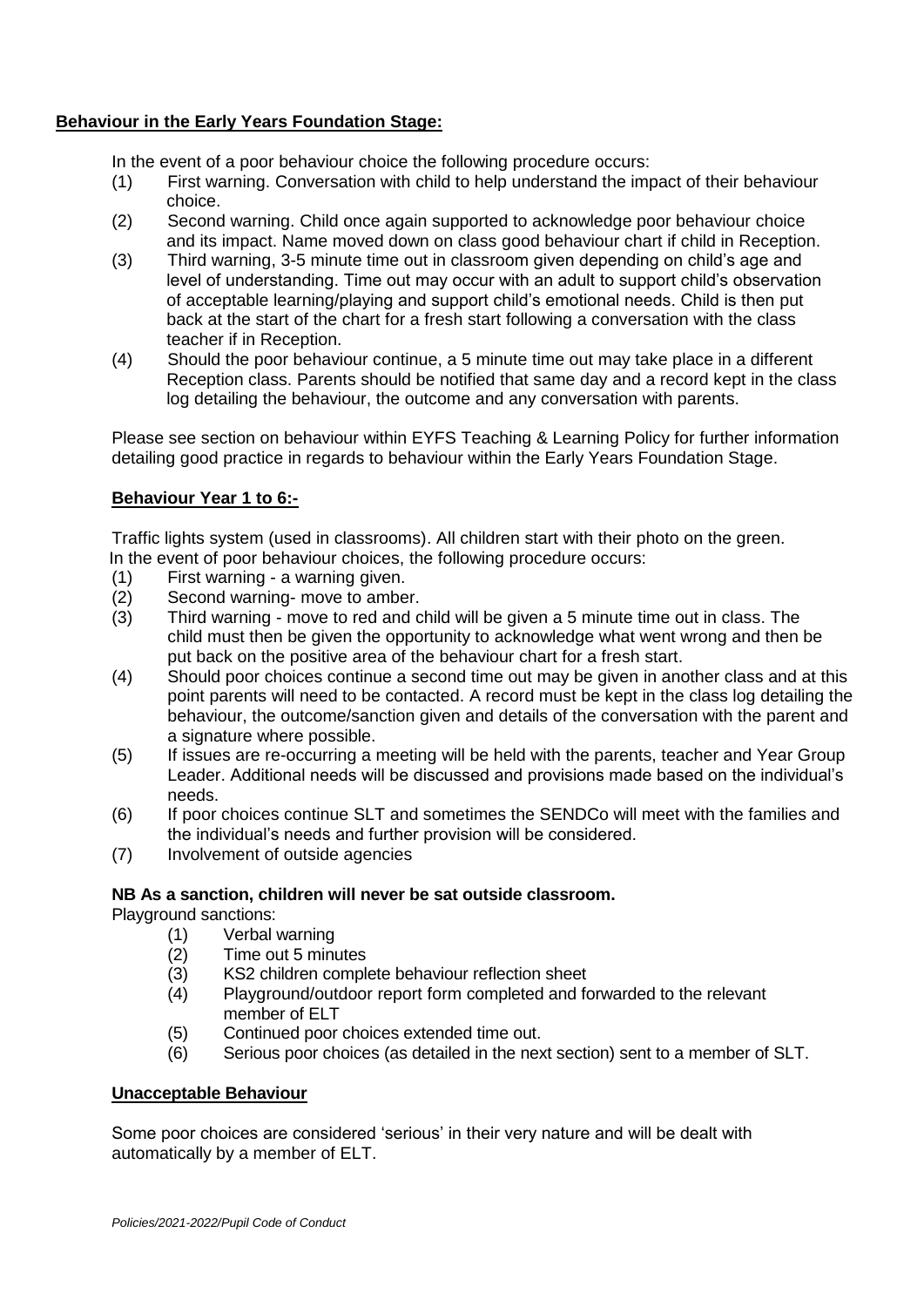## Behaviour in the Early Years Foundation Stage:

In the event of a poor behaviour choice the following procedure occurs:

(1) First warning. Conversation with child to help understand the impact of their behaviour choice.
(2) Second warning. Child once again supported to acknowledge poor behaviour choice and its impact. Name moved down on class good behaviour chart if child in Reception.
(3) Third warning, 3-5 minute time out in classroom given depending on child's age and level of understanding. Time out may occur with an adult to support child's observation of acceptable learning/playing and support child's emotional needs. Child is then put back at the start of the chart for a fresh start following a conversation with the class teacher if in Reception.
(4) Should the poor behaviour continue, a 5 minute time out may take place in a different Reception class. Parents should be notified that same day and a record kept in the class log detailing the behaviour, the outcome and any conversation with parents.

Please see section on behaviour within EYFS Teaching & Learning Policy for further information detailing good practice in regards to behaviour within the Early Years Foundation Stage.

## Behaviour Year 1 to 6:-

Traffic lights system (used in classrooms). All children start with their photo on the green.
In the event of poor behaviour choices, the following procedure occurs:

(1) First warning - a warning given.
(2) Second warning- move to amber.
(3) Third warning - move to red and child will be given a 5 minute time out in class. The child must then be given the opportunity to acknowledge what went wrong and then be put back on the positive area of the behaviour chart for a fresh start.
(4) Should poor choices continue a second time out may be given in another class and at this point parents will need to be contacted. A record must be kept in the class log detailing the behaviour, the outcome/sanction given and details of the conversation with the parent and a signature where possible.
(5) If issues are re-occurring a meeting will be held with the parents, teacher and Year Group Leader. Additional needs will be discussed and provisions made based on the individual's needs.
(6) If poor choices continue SLT and sometimes the SENDCo will meet with the families and the individual's needs and further provision will be considered.
(7) Involvement of outside agencies

**NB As a sanction, children will never be sat outside classroom.**

Playground sanctions:

(1) Verbal warning
(2) Time out 5 minutes
(3) KS2 children complete behaviour reflection sheet
(4) Playground/outdoor report form completed and forwarded to the relevant member of ELT
(5) Continued poor choices extended time out.
(6) Serious poor choices (as detailed in the next section) sent to a member of SLT.

## Unacceptable Behaviour

Some poor choices are considered 'serious' in their very nature and will be dealt with automatically by a member of ELT.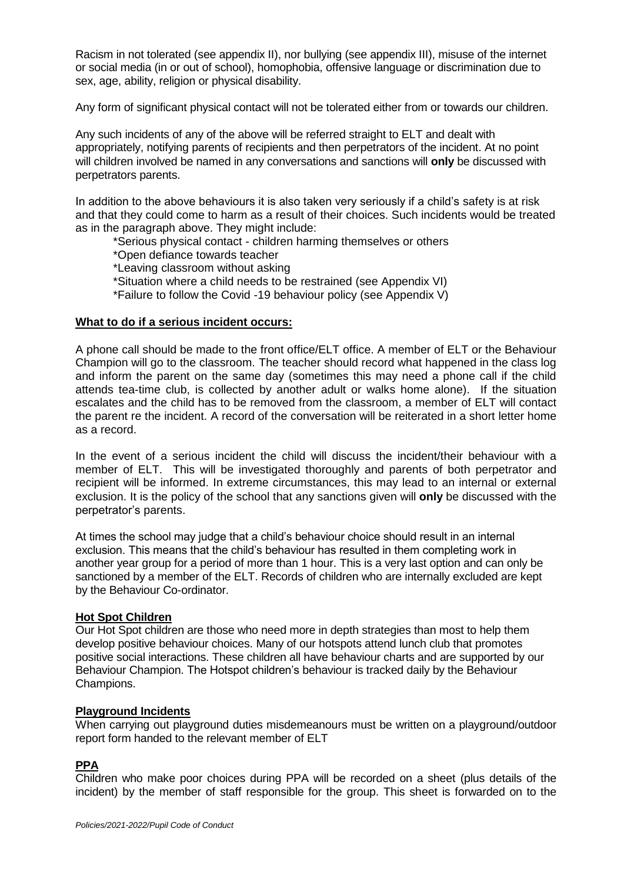Racism in not tolerated (see appendix II), nor bullying (see appendix III), misuse of the internet or social media (in or out of school), homophobia, offensive language or discrimination due to sex, age, ability, religion or physical disability.

Any form of significant physical contact will not be tolerated either from or towards our children.

Any such incidents of any of the above will be referred straight to ELT and dealt with appropriately, notifying parents of recipients and then perpetrators of the incident. At no point will children involved be named in any conversations and sanctions will **only** be discussed with perpetrators parents.

In addition to the above behaviours it is also taken very seriously if a child's safety is at risk and that they could come to harm as a result of their choices. Such incidents would be treated as in the paragraph above. They might include:

*Serious physical contact - children harming themselves or others
*Open defiance towards teacher
*Leaving classroom without asking
*Situation where a child needs to be restrained (see Appendix VI)
*Failure to follow the Covid -19 behaviour policy (see Appendix V)

**What to do if a serious incident occurs:**

A phone call should be made to the front office/ELT office. A member of ELT or the Behaviour Champion will go to the classroom. The teacher should record what happened in the class log and inform the parent on the same day (sometimes this may need a phone call if the child attends tea-time club, is collected by another adult or walks home alone). If the situation escalates and the child has to be removed from the classroom, a member of ELT will contact the parent re the incident. A record of the conversation will be reiterated in a short letter home as a record.

In the event of a serious incident the child will discuss the incident/their behaviour with a member of ELT. This will be investigated thoroughly and parents of both perpetrator and recipient will be informed. In extreme circumstances, this may lead to an internal or external exclusion. It is the policy of the school that any sanctions given will **only** be discussed with the perpetrator's parents.

At times the school may judge that a child's behaviour choice should result in an internal exclusion. This means that the child's behaviour has resulted in them completing work in another year group for a period of more than 1 hour. This is a very last option and can only be sanctioned by a member of the ELT. Records of children who are internally excluded are kept by the Behaviour Co-ordinator.

**Hot Spot Children**

Our Hot Spot children are those who need more in depth strategies than most to help them develop positive behaviour choices. Many of our hotspots attend lunch club that promotes positive social interactions. These children all have behaviour charts and are supported by our Behaviour Champion. The Hotspot children's behaviour is tracked daily by the Behaviour Champions.

**Playground Incidents**

When carrying out playground duties misdemeanours must be written on a playground/outdoor report form handed to the relevant member of ELT

**PPA**

Children who make poor choices during PPA will be recorded on a sheet (plus details of the incident) by the member of staff responsible for the group. This sheet is forwarded on to the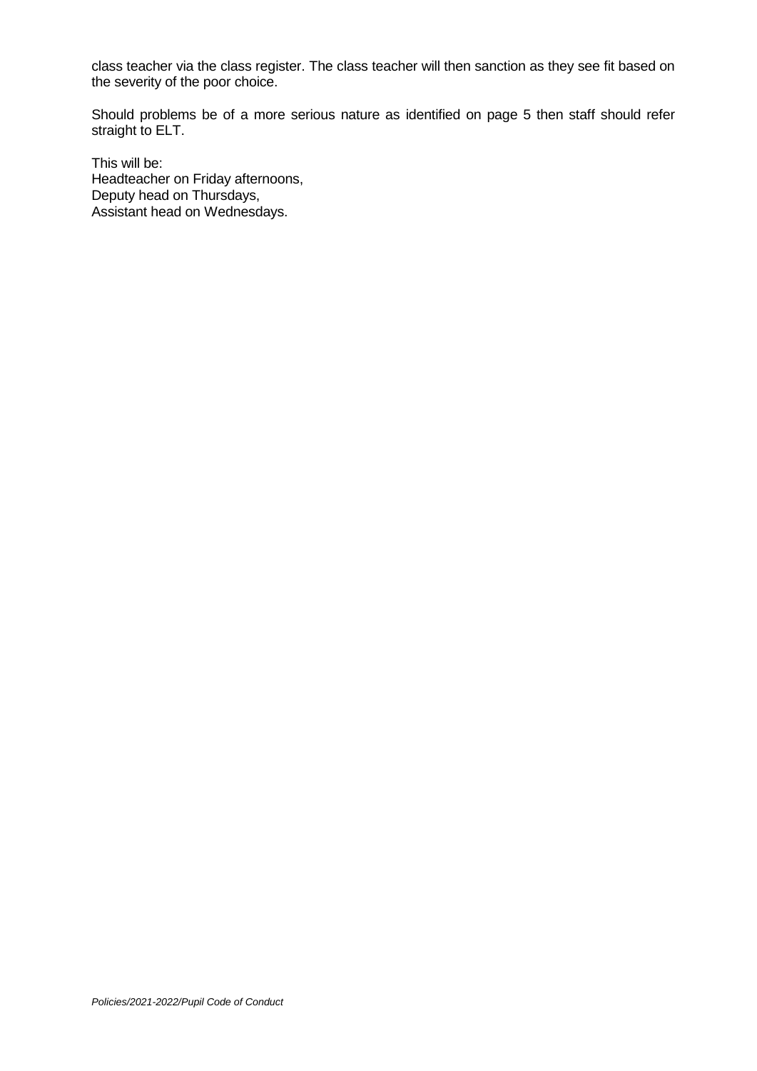class teacher via the class register. The class teacher will then sanction as they see fit based on the severity of the poor choice.

Should problems be of a more serious nature as identified on page 5 then staff should refer straight to ELT.

This will be:
Headteacher on Friday afternoons,
Deputy head on Thursdays,
Assistant head on Wednesdays.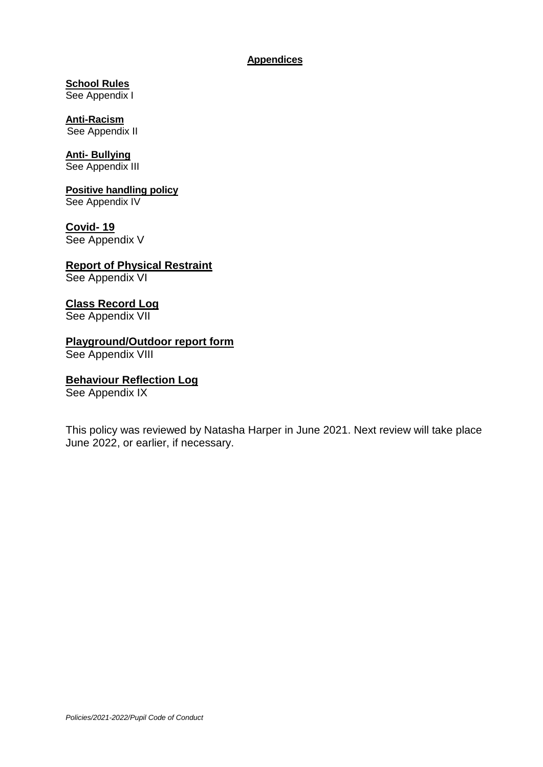## Appendices

**School Rules**
See Appendix I

**Anti-Racism**
See Appendix II

**Anti- Bullying**
See Appendix III

**Positive handling policy**
See Appendix IV

**Covid- 19**
See Appendix V

**Report of Physical Restraint**
See Appendix VI

**Class Record Log**
See Appendix VII

**Playground/Outdoor report form**
See Appendix VIII

**Behaviour Reflection Log**
See Appendix IX

This policy was reviewed by Natasha Harper in June 2021. Next review will take place June 2022, or earlier, if necessary.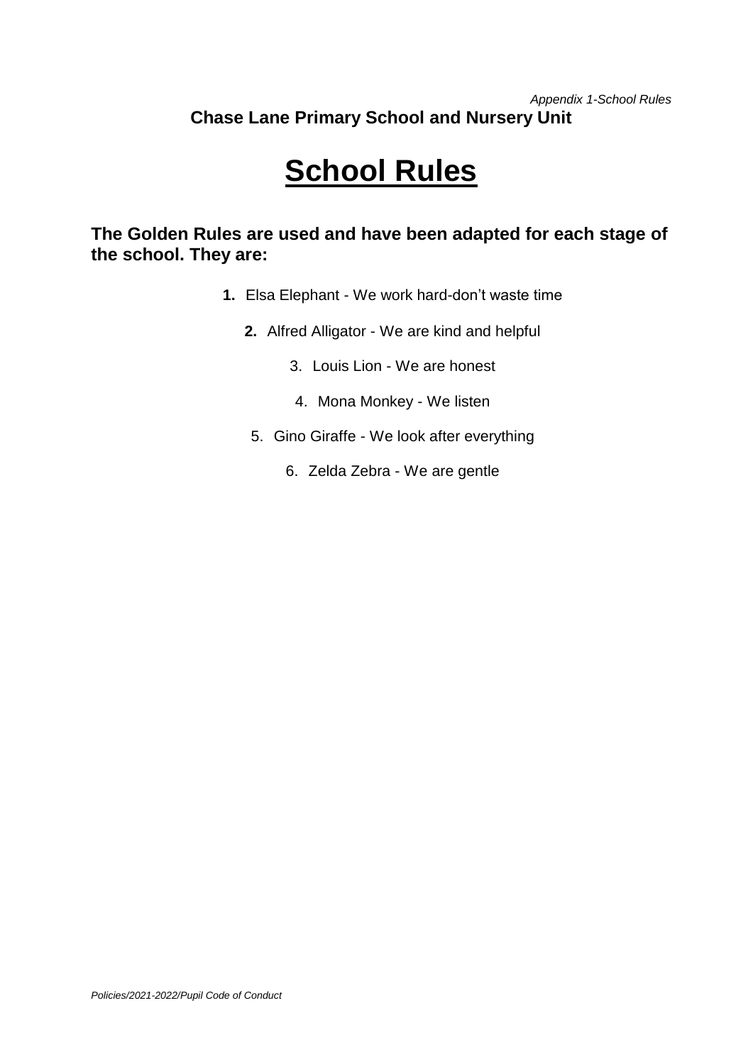*Appendix 1-School Rules*

**Chase Lane Primary School and Nursery Unit**

# School Rules

**The Golden Rules are used and have been adapted for each stage of the school. They are:**

1. Elsa Elephant - We work hard-don't waste time
2. Alfred Alligator - We are kind and helpful
3. Louis Lion - We are honest
4. Mona Monkey - We listen
5. Gino Giraffe - We look after everything
6. Zelda Zebra - We are gentle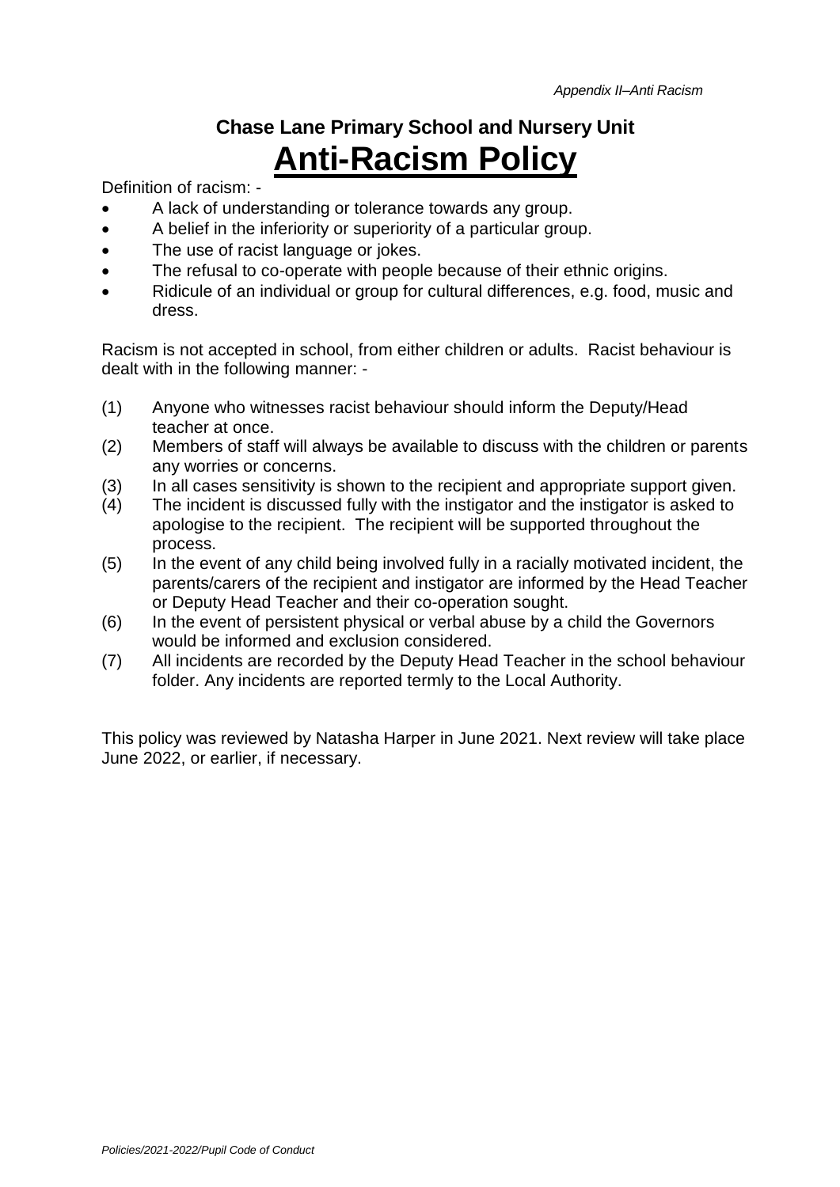*Appendix II–Anti Racism*

## Chase Lane Primary School and Nursery Unit

# Anti-Racism Policy

Definition of racism: -

- A lack of understanding or tolerance towards any group.
- A belief in the inferiority or superiority of a particular group.
- The use of racist language or jokes.
- The refusal to co-operate with people because of their ethnic origins.
- Ridicule of an individual or group for cultural differences, e.g. food, music and dress.

Racism is not accepted in school, from either children or adults. Racist behaviour is dealt with in the following manner: -

(1) Anyone who witnesses racist behaviour should inform the Deputy/Head teacher at once.
(2) Members of staff will always be available to discuss with the children or parents any worries or concerns.
(3) In all cases sensitivity is shown to the recipient and appropriate support given.
(4) The incident is discussed fully with the instigator and the instigator is asked to apologise to the recipient. The recipient will be supported throughout the process.
(5) In the event of any child being involved fully in a racially motivated incident, the parents/carers of the recipient and instigator are informed by the Head Teacher or Deputy Head Teacher and their co-operation sought.
(6) In the event of persistent physical or verbal abuse by a child the Governors would be informed and exclusion considered.
(7) All incidents are recorded by the Deputy Head Teacher in the school behaviour folder. Any incidents are reported termly to the Local Authority.

This policy was reviewed by Natasha Harper in June 2021. Next review will take place June 2022, or earlier, if necessary.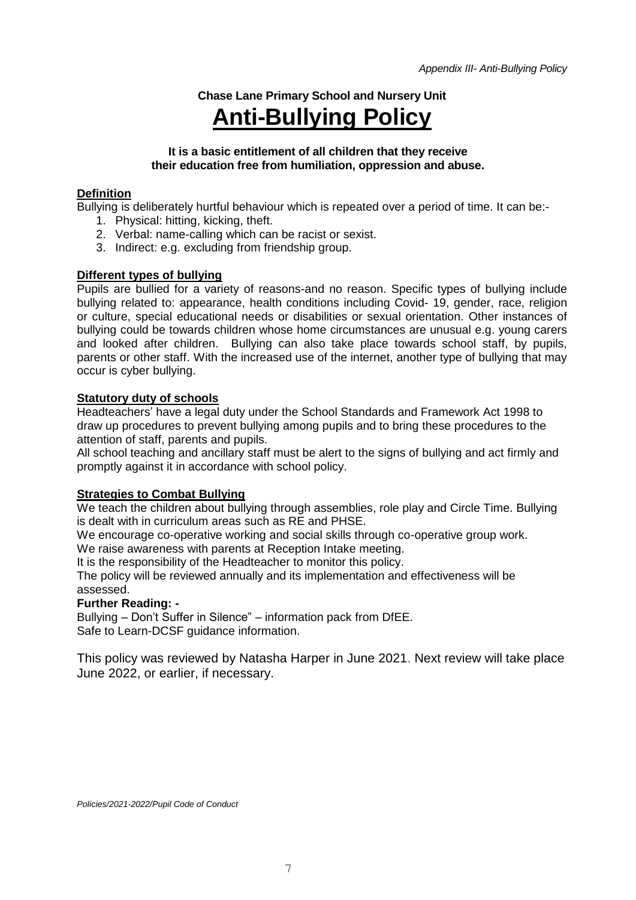*Appendix III- Anti-Bullying Policy*

**Chase Lane Primary School and Nursery Unit**

# Anti-Bullying Policy

**It is a basic entitlement of all children that they receive their education free from humiliation, oppression and abuse.**

## Definition

Bullying is deliberately hurtful behaviour which is repeated over a period of time. It can be:-

1. Physical: hitting, kicking, theft.
2. Verbal: name-calling which can be racist or sexist.
3. Indirect: e.g. excluding from friendship group.

## Different types of bullying

Pupils are bullied for a variety of reasons-and no reason. Specific types of bullying include bullying related to: appearance, health conditions including Covid- 19, gender, race, religion or culture, special educational needs or disabilities or sexual orientation. Other instances of bullying could be towards children whose home circumstances are unusual e.g. young carers and looked after children. Bullying can also take place towards school staff, by pupils, parents or other staff. With the increased use of the internet, another type of bullying that may occur is cyber bullying.

## Statutory duty of schools

Headteachers' have a legal duty under the School Standards and Framework Act 1998 to draw up procedures to prevent bullying among pupils and to bring these procedures to the attention of staff, parents and pupils.

All school teaching and ancillary staff must be alert to the signs of bullying and act firmly and promptly against it in accordance with school policy.

## Strategies to Combat Bullying

We teach the children about bullying through assemblies, role play and Circle Time. Bullying is dealt with in curriculum areas such as RE and PHSE.

We encourage co-operative working and social skills through co-operative group work.

We raise awareness with parents at Reception Intake meeting.

It is the responsibility of the Headteacher to monitor this policy.

The policy will be reviewed annually and its implementation and effectiveness will be assessed.

**Further Reading: -**

Bullying – Don't Suffer in Silence" – information pack from DfEE.

Safe to Learn-DCSF guidance information.

This policy was reviewed by Natasha Harper in June 2021. Next review will take place June 2022, or earlier, if necessary.

*Policies/2021-2022/Pupil Code of Conduct*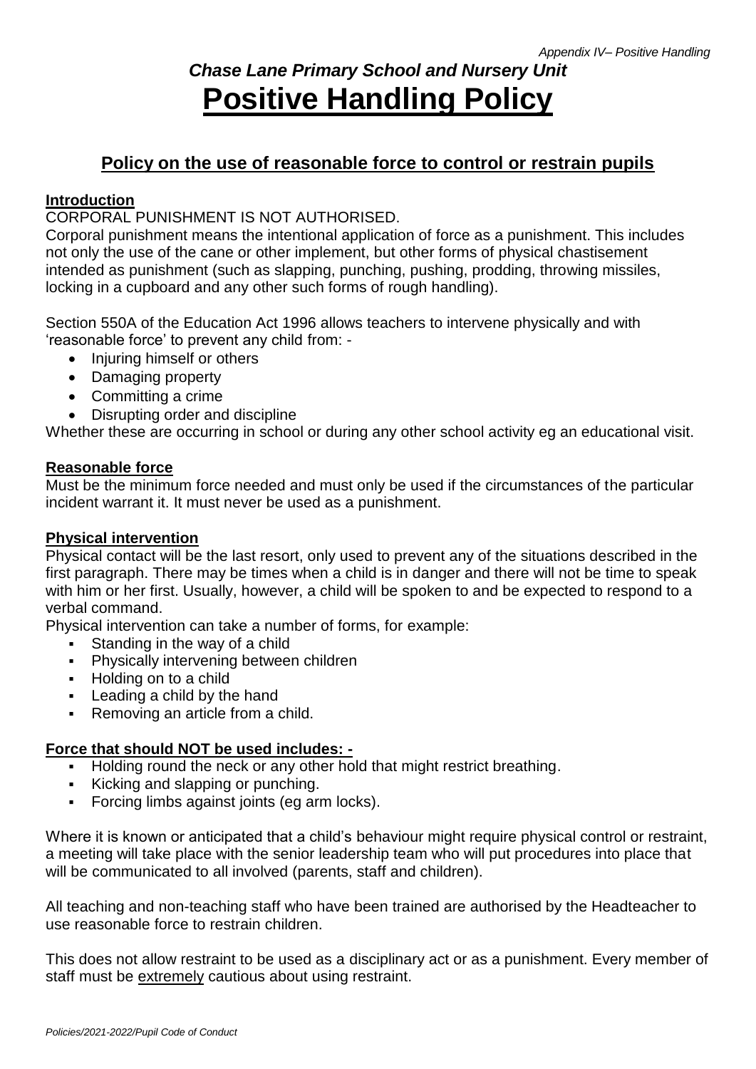*Chase Lane Primary School and Nursery Unit*

# Positive Handling Policy

## Policy on the use of reasonable force to control or restrain pupils

**Introduction**

CORPORAL PUNISHMENT IS NOT AUTHORISED.

Corporal punishment means the intentional application of force as a punishment. This includes not only the use of the cane or other implement, but other forms of physical chastisement intended as punishment (such as slapping, punching, pushing, prodding, throwing missiles, locking in a cupboard and any other such forms of rough handling).

Section 550A of the Education Act 1996 allows teachers to intervene physically and with 'reasonable force' to prevent any child from: -

- Injuring himself or others
- Damaging property
- Committing a crime
- Disrupting order and discipline

Whether these are occurring in school or during any other school activity eg an educational visit.

**Reasonable force**

Must be the minimum force needed and must only be used if the circumstances of the particular incident warrant it. It must never be used as a punishment.

**Physical intervention**

Physical contact will be the last resort, only used to prevent any of the situations described in the first paragraph. There may be times when a child is in danger and there will not be time to speak with him or her first. Usually, however, a child will be spoken to and be expected to respond to a verbal command.

Physical intervention can take a number of forms, for example:

- Standing in the way of a child
- Physically intervening between children
- Holding on to a child
- Leading a child by the hand
- Removing an article from a child.

**Force that should NOT be used includes: -**

- Holding round the neck or any other hold that might restrict breathing.
- Kicking and slapping or punching.
- Forcing limbs against joints (eg arm locks).

Where it is known or anticipated that a child's behaviour might require physical control or restraint, a meeting will take place with the senior leadership team who will put procedures into place that will be communicated to all involved (parents, staff and children).

All teaching and non-teaching staff who have been trained are authorised by the Headteacher to use reasonable force to restrain children.

This does not allow restraint to be used as a disciplinary act or as a punishment. Every member of staff must be extremely cautious about using restraint.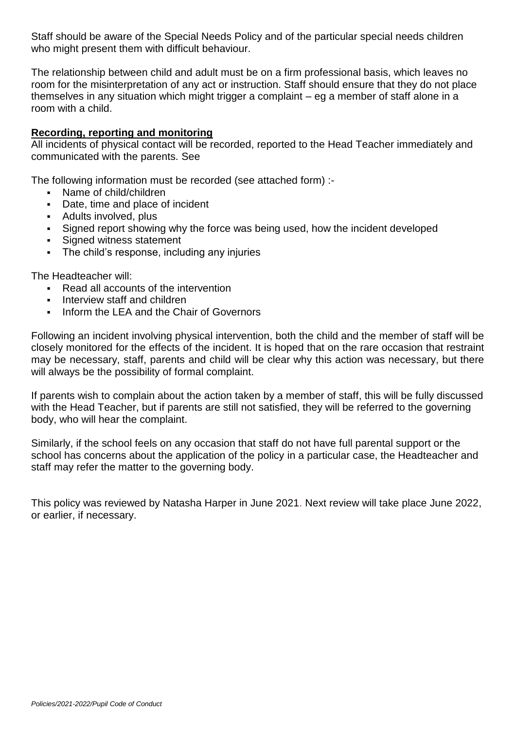Staff should be aware of the Special Needs Policy and of the particular special needs children who might present them with difficult behaviour.

The relationship between child and adult must be on a firm professional basis, which leaves no room for the misinterpretation of any act or instruction. Staff should ensure that they do not place themselves in any situation which might trigger a complaint – eg a member of staff alone in a room with a child.

**Recording, reporting and monitoring**

All incidents of physical contact will be recorded, reported to the Head Teacher immediately and communicated with the parents. See

The following information must be recorded (see attached form) :-

- Name of child/children
- Date, time and place of incident
- Adults involved, plus
- Signed report showing why the force was being used, how the incident developed
- Signed witness statement
- The child's response, including any injuries

The Headteacher will:

- Read all accounts of the intervention
- Interview staff and children
- Inform the LEA and the Chair of Governors

Following an incident involving physical intervention, both the child and the member of staff will be closely monitored for the effects of the incident. It is hoped that on the rare occasion that restraint may be necessary, staff, parents and child will be clear why this action was necessary, but there will always be the possibility of formal complaint.

If parents wish to complain about the action taken by a member of staff, this will be fully discussed with the Head Teacher, but if parents are still not satisfied, they will be referred to the governing body, who will hear the complaint.

Similarly, if the school feels on any occasion that staff do not have full parental support or the school has concerns about the application of the policy in a particular case, the Headteacher and staff may refer the matter to the governing body.

This policy was reviewed by Natasha Harper in June 2021. Next review will take place June 2022, or earlier, if necessary.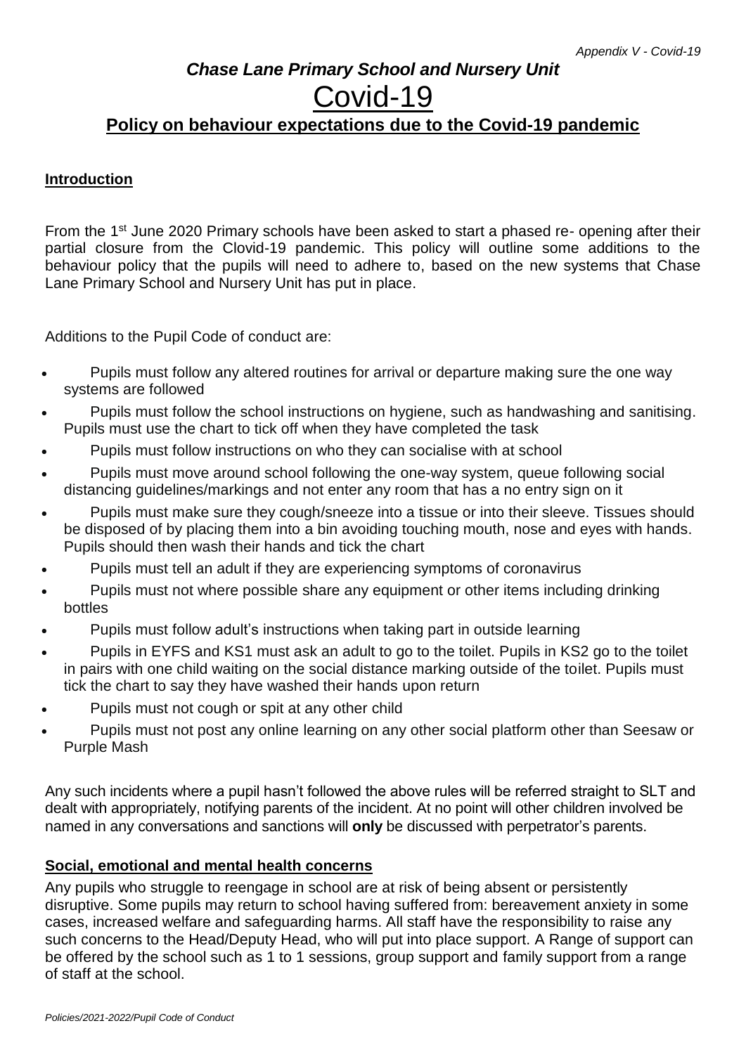*Appendix V - Covid-19*

# *Chase Lane Primary School and Nursery Unit*

# Covid-19

## Policy on behaviour expectations due to the Covid-19 pandemic

### Introduction

From the 1st June 2020 Primary schools have been asked to start a phased re- opening after their partial closure from the Clovid-19 pandemic. This policy will outline some additions to the behaviour policy that the pupils will need to adhere to, based on the new systems that Chase Lane Primary School and Nursery Unit has put in place.

Additions to the Pupil Code of conduct are:

- Pupils must follow any altered routines for arrival or departure making sure the one way systems are followed
- Pupils must follow the school instructions on hygiene, such as handwashing and sanitising. Pupils must use the chart to tick off when they have completed the task
- Pupils must follow instructions on who they can socialise with at school
- Pupils must move around school following the one-way system, queue following social distancing guidelines/markings and not enter any room that has a no entry sign on it
- Pupils must make sure they cough/sneeze into a tissue or into their sleeve. Tissues should be disposed of by placing them into a bin avoiding touching mouth, nose and eyes with hands. Pupils should then wash their hands and tick the chart
- Pupils must tell an adult if they are experiencing symptoms of coronavirus
- Pupils must not where possible share any equipment or other items including drinking bottles
- Pupils must follow adult's instructions when taking part in outside learning
- Pupils in EYFS and KS1 must ask an adult to go to the toilet. Pupils in KS2 go to the toilet in pairs with one child waiting on the social distance marking outside of the toilet. Pupils must tick the chart to say they have washed their hands upon return
- Pupils must not cough or spit at any other child
- Pupils must not post any online learning on any other social platform other than Seesaw or Purple Mash

Any such incidents where a pupil hasn't followed the above rules will be referred straight to SLT and dealt with appropriately, notifying parents of the incident. At no point will other children involved be named in any conversations and sanctions will **only** be discussed with perpetrator's parents.

### Social, emotional and mental health concerns

Any pupils who struggle to reengage in school are at risk of being absent or persistently disruptive. Some pupils may return to school having suffered from: bereavement anxiety in some cases, increased welfare and safeguarding harms. All staff have the responsibility to raise any such concerns to the Head/Deputy Head, who will put into place support. A Range of support can be offered by the school such as 1 to 1 sessions, group support and family support from a range of staff at the school.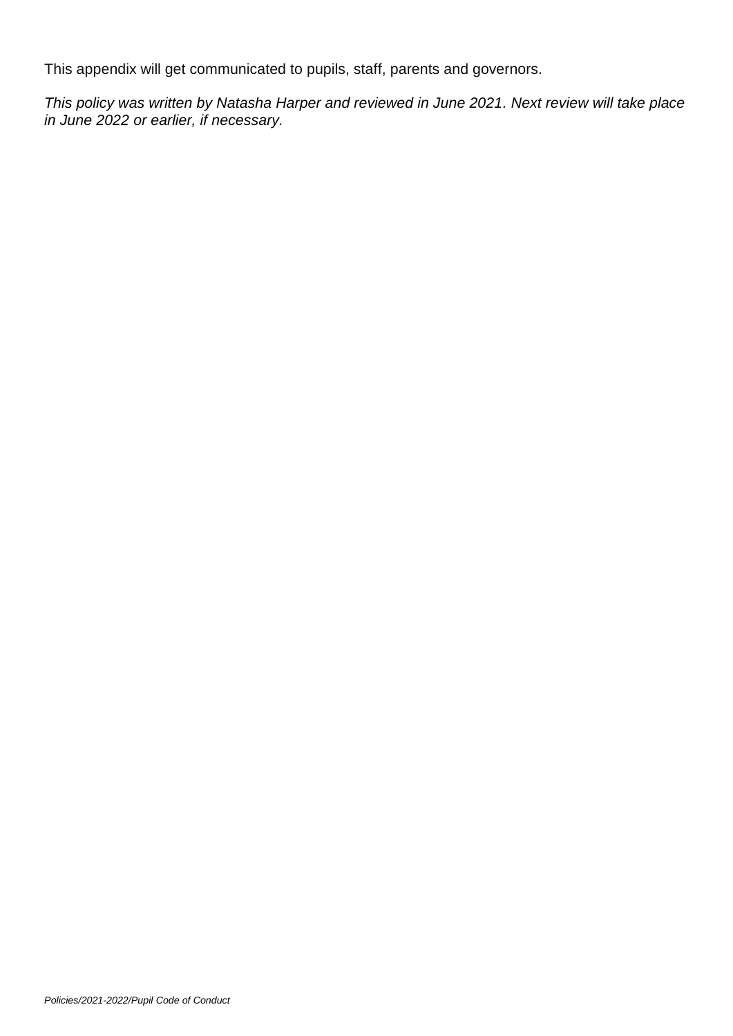This appendix will get communicated to pupils, staff, parents and governors.

*This policy was written by Natasha Harper and reviewed in June 2021. Next review will take place in June 2022 or earlier, if necessary.*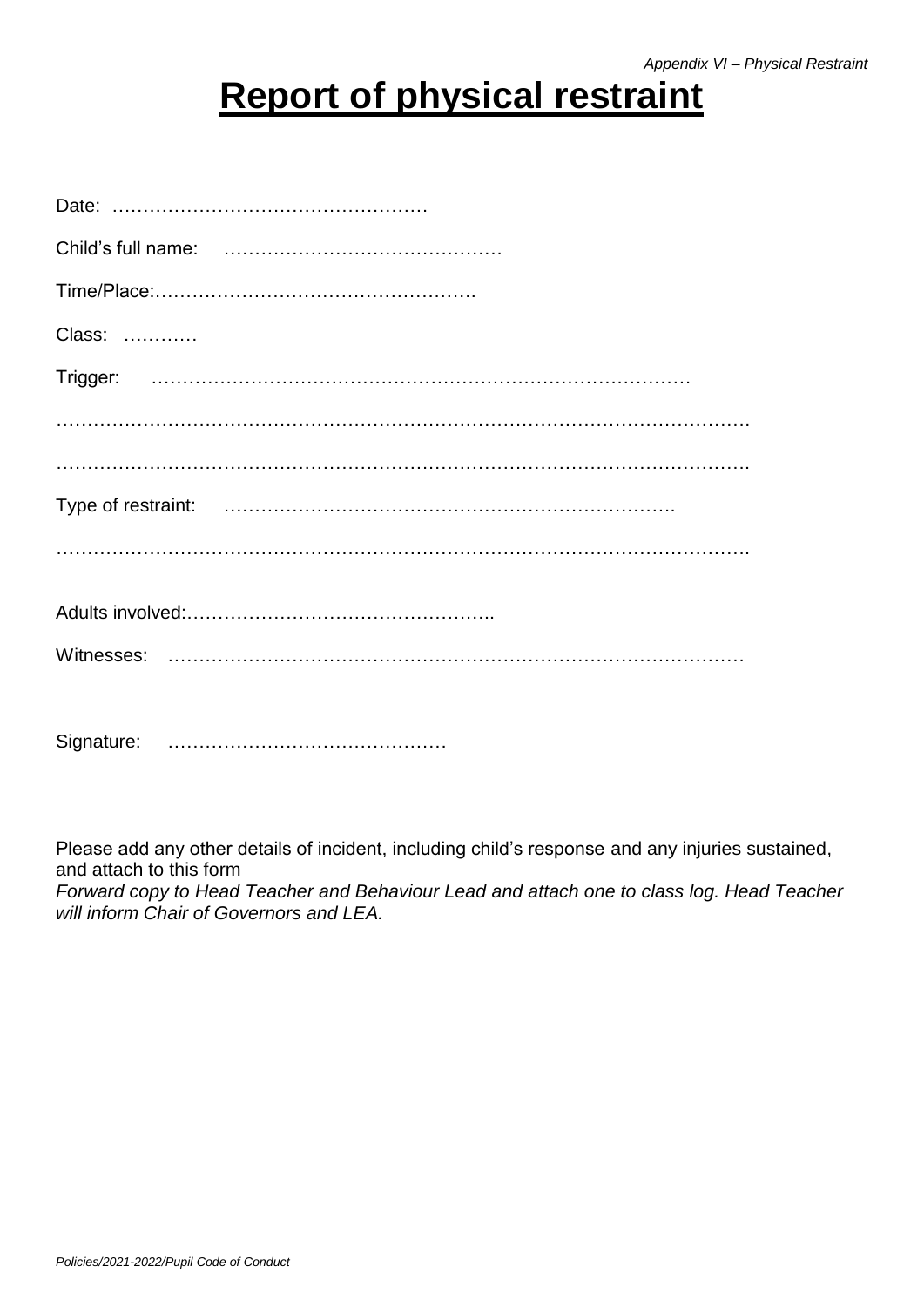*Appendix VI – Physical Restraint*

# Report of physical restraint

Date: ……………………………………………

Child's full name: ………………………………………

Time/Place:…………………………………………….

Class: …………

Trigger: ……………………………………………………………………………

…………………………………………………………………………………………………….

…………………………………………………………………………………………………….

Type of restraint: ……………………………………………………………….

…………………………………………………………………………………………………….

Adults involved:…………………………………………..

Witnesses: ………………………………………………………………………………

Signature: ………………………………………

Please add any other details of incident, including child's response and any injuries sustained, and attach to this form

*Forward copy to Head Teacher and Behaviour Lead and attach one to class log. Head Teacher will inform Chair of Governors and LEA.*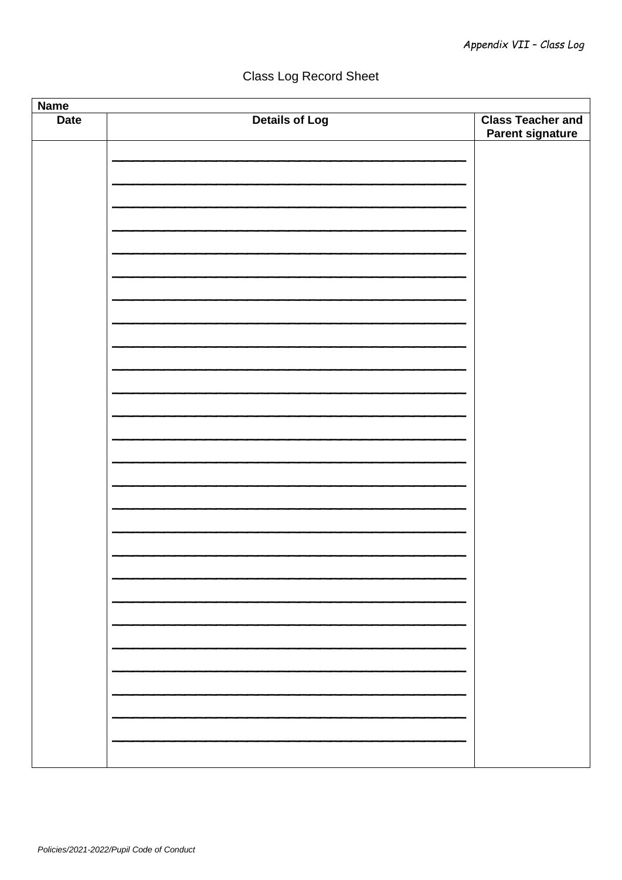*Appendix VII – Class Log*

# Class Log Record Sheet

| Name | | |
|---|---|---|
| **Date** | **Details of Log** | **Class Teacher and Parent signature** |
| | | |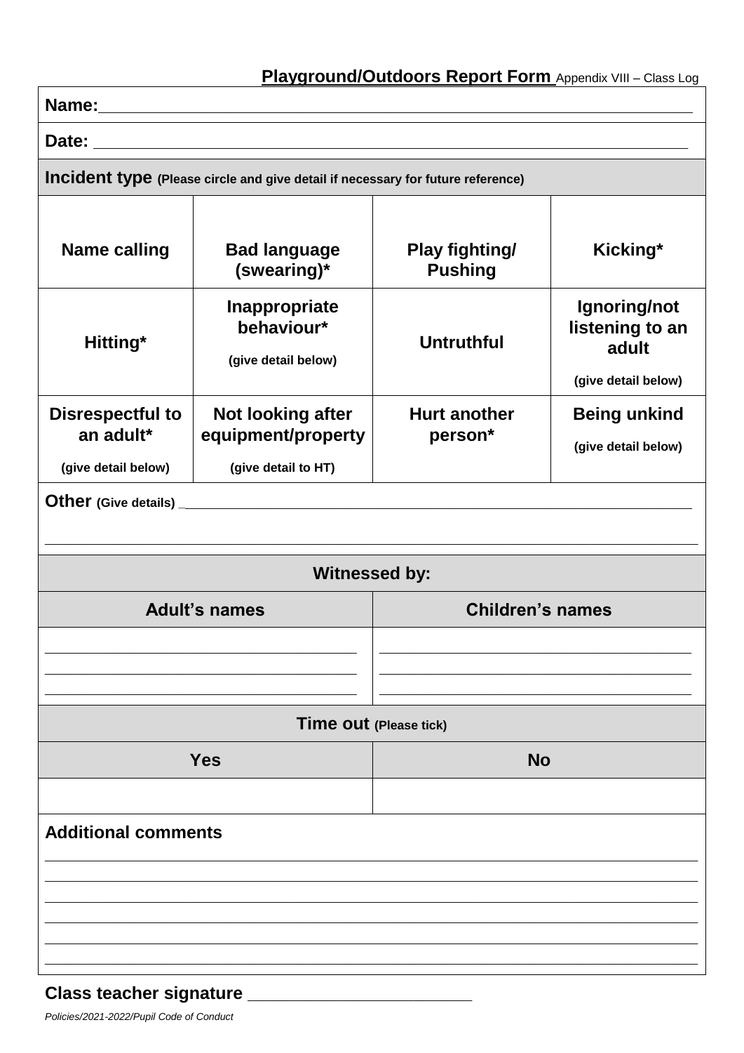## Playground/Outdoors Report Form Appendix VIII – Class Log

**Name:**\_\_\_\_\_\_\_\_\_\_\_\_\_\_\_\_\_\_\_\_\_\_\_\_\_\_\_\_\_\_\_\_\_\_\_\_\_\_\_\_\_\_\_\_\_\_\_\_\_\_\_\_\_\_\_\_\_\_\_\_\_\_\_\_

**Date:** \_\_\_\_\_\_\_\_\_\_\_\_\_\_\_\_\_\_\_\_\_\_\_\_\_\_\_\_\_\_\_\_\_\_\_\_\_\_\_\_\_\_\_\_\_\_\_\_\_\_\_\_\_\_\_\_\_\_\_\_\_\_\_\_

**Incident type** **(Please circle and give detail if necessary for future reference)**

| | | | |
|---|---|---|---|
| **Name calling** | **Bad language (swearing)*** | **Play fighting/ Pushing** | **Kicking*** |
| **Hitting*** | **Inappropriate behaviour*** **(give detail below)** | **Untruthful** | **Ignoring/not listening to an adult** **(give detail below)** |
| **Disrespectful to an adult*** **(give detail below)** | **Not looking after equipment/property** **(give detail to HT)** | **Hurt another person*** | **Being unkind** **(give detail below)** |

**Other** **(Give details)** \_\_\_\_\_\_\_\_\_\_\_\_\_\_\_\_\_\_\_\_\_\_\_\_\_\_\_\_\_\_\_\_\_\_\_\_\_\_\_\_\_\_\_\_\_\_\_\_\_\_\_\_\_\_\_\_

\_\_\_\_\_\_\_\_\_\_\_\_\_\_\_\_\_\_\_\_\_\_\_\_\_\_\_\_\_\_\_\_\_\_\_\_\_\_\_\_\_\_\_\_\_\_\_\_\_\_\_\_\_\_\_\_\_\_\_\_\_\_\_\_\_\_\_\_\_\_

**Witnessed by:**

| **Adult's names** | **Children's names** |
|---|---|
| \_\_\_\_\_\_\_\_\_\_\_\_\_\_\_\_\_\_\_\_\_\_\_\_\_\_\_\_\_\_ | \_\_\_\_\_\_\_\_\_\_\_\_\_\_\_\_\_\_\_\_\_\_\_\_\_\_\_\_\_\_ |
| \_\_\_\_\_\_\_\_\_\_\_\_\_\_\_\_\_\_\_\_\_\_\_\_\_\_\_\_\_\_ | \_\_\_\_\_\_\_\_\_\_\_\_\_\_\_\_\_\_\_\_\_\_\_\_\_\_\_\_\_\_ |
| \_\_\_\_\_\_\_\_\_\_\_\_\_\_\_\_\_\_\_\_\_\_\_\_\_\_\_\_\_\_ | \_\_\_\_\_\_\_\_\_\_\_\_\_\_\_\_\_\_\_\_\_\_\_\_\_\_\_\_\_\_ |

**Time out** **(Please tick)**

| **Yes** | **No** |
|---|---|
| | |

**Additional comments**

\_\_\_\_\_\_\_\_\_\_\_\_\_\_\_\_\_\_\_\_\_\_\_\_\_\_\_\_\_\_\_\_\_\_\_\_\_\_\_\_\_\_\_\_\_\_\_\_\_\_\_\_\_\_\_\_\_\_\_\_\_\_\_\_\_\_\_\_\_\_

\_\_\_\_\_\_\_\_\_\_\_\_\_\_\_\_\_\_\_\_\_\_\_\_\_\_\_\_\_\_\_\_\_\_\_\_\_\_\_\_\_\_\_\_\_\_\_\_\_\_\_\_\_\_\_\_\_\_\_\_\_\_\_\_\_\_\_\_\_\_

\_\_\_\_\_\_\_\_\_\_\_\_\_\_\_\_\_\_\_\_\_\_\_\_\_\_\_\_\_\_\_\_\_\_\_\_\_\_\_\_\_\_\_\_\_\_\_\_\_\_\_\_\_\_\_\_\_\_\_\_\_\_\_\_\_\_\_\_\_\_

\_\_\_\_\_\_\_\_\_\_\_\_\_\_\_\_\_\_\_\_\_\_\_\_\_\_\_\_\_\_\_\_\_\_\_\_\_\_\_\_\_\_\_\_\_\_\_\_\_\_\_\_\_\_\_\_\_\_\_\_\_\_\_\_\_\_\_\_\_\_

\_\_\_\_\_\_\_\_\_\_\_\_\_\_\_\_\_\_\_\_\_\_\_\_\_\_\_\_\_\_\_\_\_\_\_\_\_\_\_\_\_\_\_\_\_\_\_\_\_\_\_\_\_\_\_\_\_\_\_\_\_\_\_\_\_\_\_\_\_\_

\_\_\_\_\_\_\_\_\_\_\_\_\_\_\_\_\_\_\_\_\_\_\_\_\_\_\_\_\_\_\_\_\_\_\_\_\_\_\_\_\_\_\_\_\_\_\_\_\_\_\_\_\_\_\_\_\_\_\_\_\_\_\_\_\_\_\_\_\_\_

**Class teacher signature** \_\_\_\_\_\_\_\_\_\_\_\_\_\_\_\_\_\_\_\_\_\_\_\_\_\_\_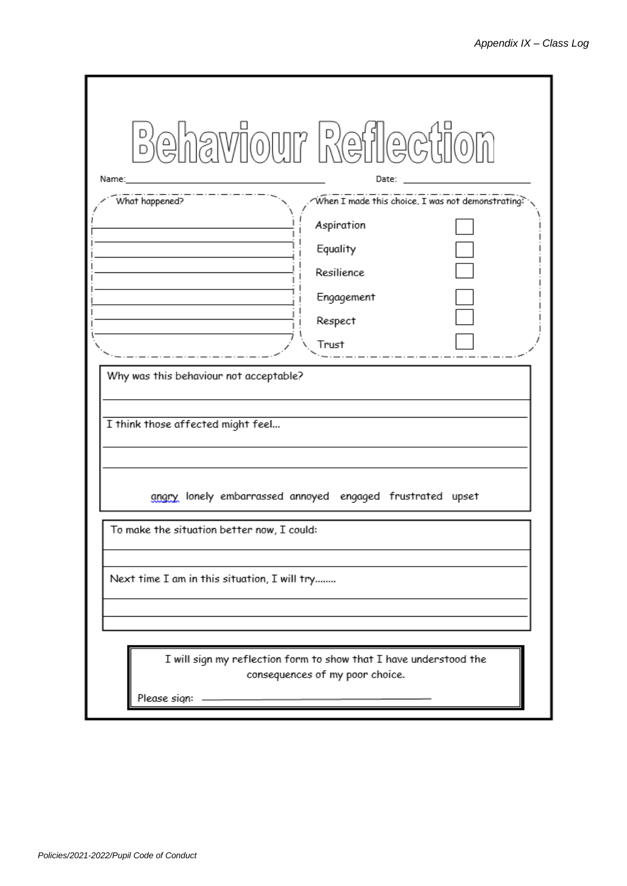*Appendix IX – Class Log*

# Behaviour Reflection

Name: ______________________ Date: ______________________

What happened?

______________________
______________________
______________________
______________________
______________________
______________________
______________________

When I made this choice, I was not demonstrating:

- Aspiration ☐
- Equality ☐
- Resilience ☐
- Engagement ☐
- Respect ☐
- Trust ☐

Why was this behaviour not acceptable?

______________________

I think those affected might feel...

______________________
______________________

angry lonely embarrassed annoyed engaged frustrated upset

To make the situation better now, I could:

______________________

Next time I am in this situation, I will try........

______________________
______________________

I will sign my reflection form to show that I have understood the consequences of my poor choice.

Please sign: ______________________